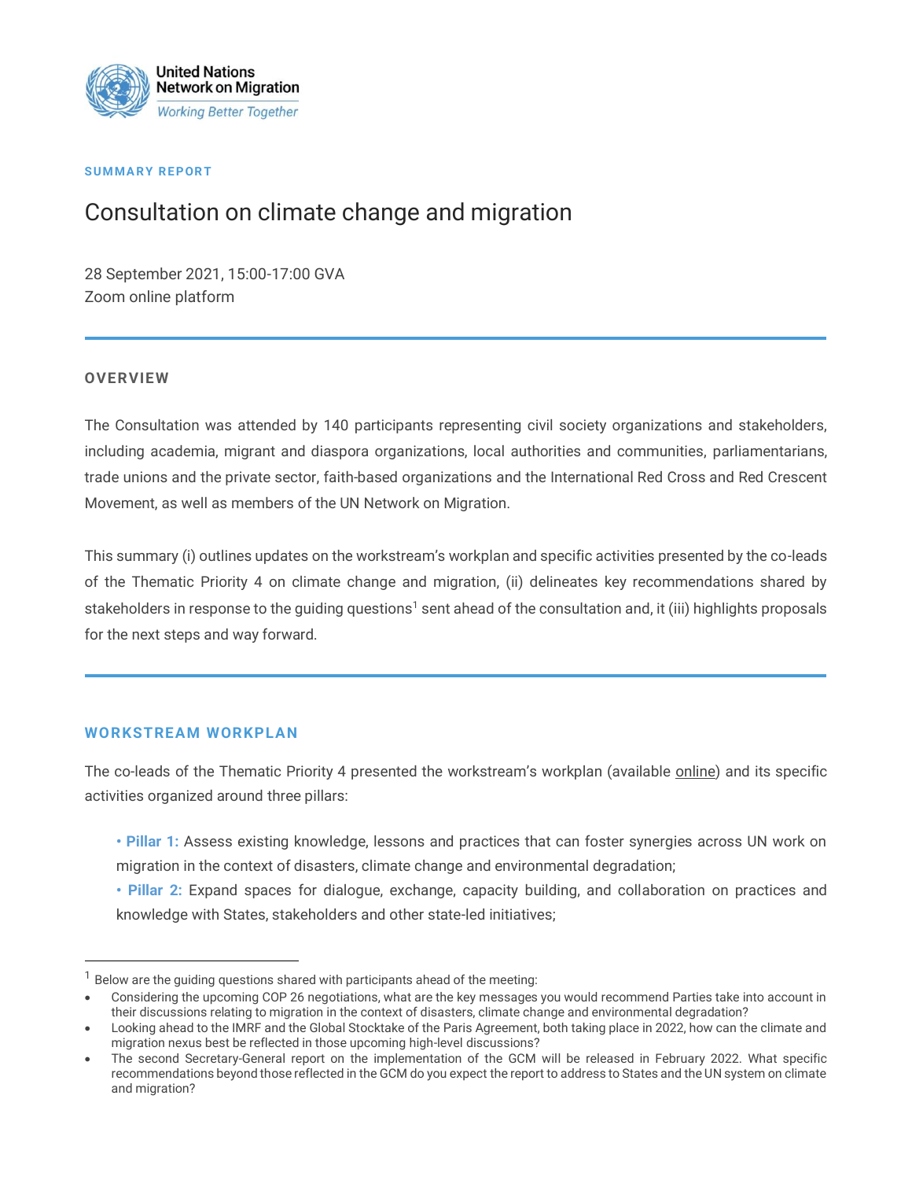United Nations Network on Migration
*Working Better Together*

**SUMMARY REPORT**

# Consultation on climate change and migration

28 September 2021, 15:00-17:00 GVA
Zoom online platform

## OVERVIEW

The Consultation was attended by 140 participants representing civil society organizations and stakeholders, including academia, migrant and diaspora organizations, local authorities and communities, parliamentarians, trade unions and the private sector, faith-based organizations and the International Red Cross and Red Crescent Movement, as well as members of the UN Network on Migration.

This summary (i) outlines updates on the workstream's workplan and specific activities presented by the co-leads of the Thematic Priority 4 on climate change and migration, (ii) delineates key recommendations shared by stakeholders in response to the guiding questions[1] sent ahead of the consultation and, it (iii) highlights proposals for the next steps and way forward.

## WORKSTREAM WORKPLAN

The co-leads of the Thematic Priority 4 presented the workstream's workplan (available online) and its specific activities organized around three pillars:

- **Pillar 1:** Assess existing knowledge, lessons and practices that can foster synergies across UN work on migration in the context of disasters, climate change and environmental degradation;
- **Pillar 2:** Expand spaces for dialogue, exchange, capacity building, and collaboration on practices and knowledge with States, stakeholders and other state-led initiatives;

---

[1] Below are the guiding questions shared with participants ahead of the meeting:

- Considering the upcoming COP 26 negotiations, what are the key messages you would recommend Parties take into account in their discussions relating to migration in the context of disasters, climate change and environmental degradation?
- Looking ahead to the IMRF and the Global Stocktake of the Paris Agreement, both taking place in 2022, how can the climate and migration nexus best be reflected in those upcoming high-level discussions?
- The second Secretary-General report on the implementation of the GCM will be released in February 2022. What specific recommendations beyond those reflected in the GCM do you expect the report to address to States and the UN system on climate and migration?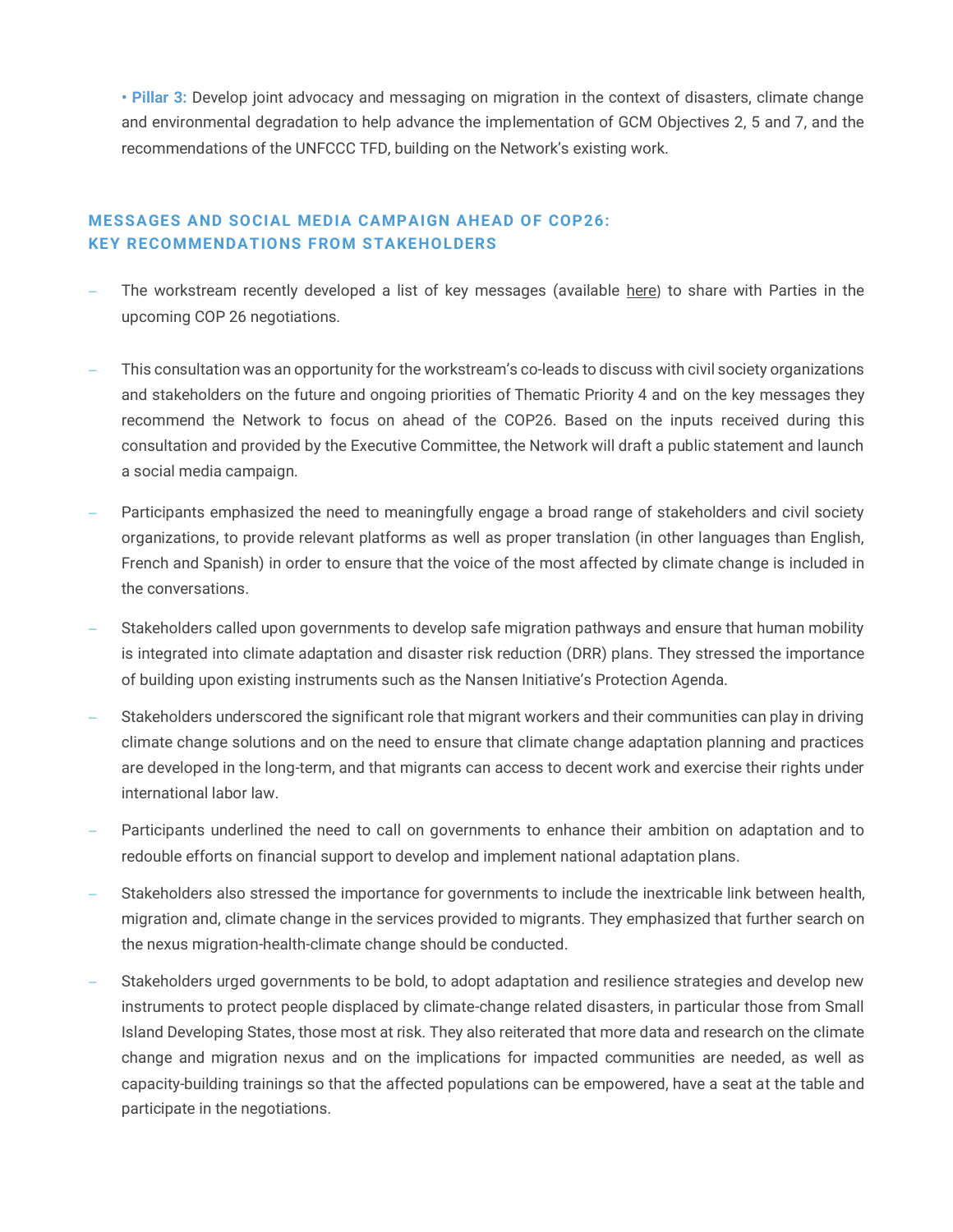• **Pillar 3:** Develop joint advocacy and messaging on migration in the context of disasters, climate change and environmental degradation to help advance the implementation of GCM Objectives 2, 5 and 7, and the recommendations of the UNFCCC TFD, building on the Network's existing work.

## MESSAGES AND SOCIAL MEDIA CAMPAIGN AHEAD OF COP26: KEY RECOMMENDATIONS FROM STAKEHOLDERS

- The workstream recently developed a list of key messages (available here) to share with Parties in the upcoming COP 26 negotiations.

- This consultation was an opportunity for the workstream's co-leads to discuss with civil society organizations and stakeholders on the future and ongoing priorities of Thematic Priority 4 and on the key messages they recommend the Network to focus on ahead of the COP26. Based on the inputs received during this consultation and provided by the Executive Committee, the Network will draft a public statement and launch a social media campaign.

- Participants emphasized the need to meaningfully engage a broad range of stakeholders and civil society organizations, to provide relevant platforms as well as proper translation (in other languages than English, French and Spanish) in order to ensure that the voice of the most affected by climate change is included in the conversations.

- Stakeholders called upon governments to develop safe migration pathways and ensure that human mobility is integrated into climate adaptation and disaster risk reduction (DRR) plans. They stressed the importance of building upon existing instruments such as the Nansen Initiative's Protection Agenda.

- Stakeholders underscored the significant role that migrant workers and their communities can play in driving climate change solutions and on the need to ensure that climate change adaptation planning and practices are developed in the long-term, and that migrants can access to decent work and exercise their rights under international labor law.

- Participants underlined the need to call on governments to enhance their ambition on adaptation and to redouble efforts on financial support to develop and implement national adaptation plans.

- Stakeholders also stressed the importance for governments to include the inextricable link between health, migration and, climate change in the services provided to migrants. They emphasized that further search on the nexus migration-health-climate change should be conducted.

- Stakeholders urged governments to be bold, to adopt adaptation and resilience strategies and develop new instruments to protect people displaced by climate-change related disasters, in particular those from Small Island Developing States, those most at risk. They also reiterated that more data and research on the climate change and migration nexus and on the implications for impacted communities are needed, as well as capacity-building trainings so that the affected populations can be empowered, have a seat at the table and participate in the negotiations.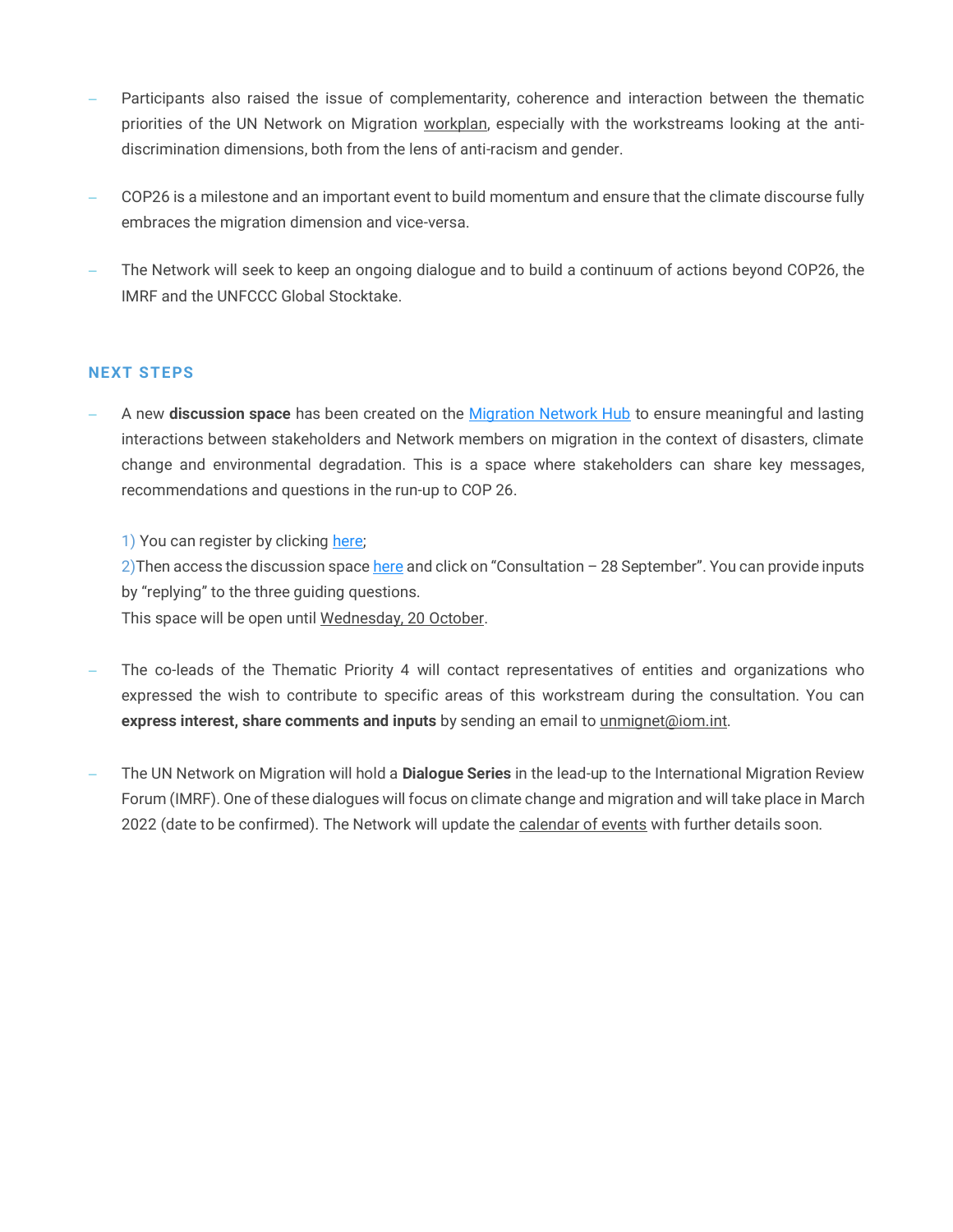- Participants also raised the issue of complementarity, coherence and interaction between the thematic priorities of the UN Network on Migration workplan, especially with the workstreams looking at the anti-discrimination dimensions, both from the lens of anti-racism and gender.

- COP26 is a milestone and an important event to build momentum and ensure that the climate discourse fully embraces the migration dimension and vice-versa.

- The Network will seek to keep an ongoing dialogue and to build a continuum of actions beyond COP26, the IMRF and the UNFCCC Global Stocktake.

## NEXT STEPS

- A new **discussion space** has been created on the Migration Network Hub to ensure meaningful and lasting interactions between stakeholders and Network members on migration in the context of disasters, climate change and environmental degradation. This is a space where stakeholders can share key messages, recommendations and questions in the run-up to COP 26.

  1) You can register by clicking here;
  2)Then access the discussion space here and click on "Consultation – 28 September". You can provide inputs by "replying" to the three guiding questions.
  This space will be open until Wednesday, 20 October.

- The co-leads of the Thematic Priority 4 will contact representatives of entities and organizations who expressed the wish to contribute to specific areas of this workstream during the consultation. You can **express interest, share comments and inputs** by sending an email to unmignet@iom.int.

- The UN Network on Migration will hold a **Dialogue Series** in the lead-up to the International Migration Review Forum (IMRF). One of these dialogues will focus on climate change and migration and will take place in March 2022 (date to be confirmed). The Network will update the calendar of events with further details soon.